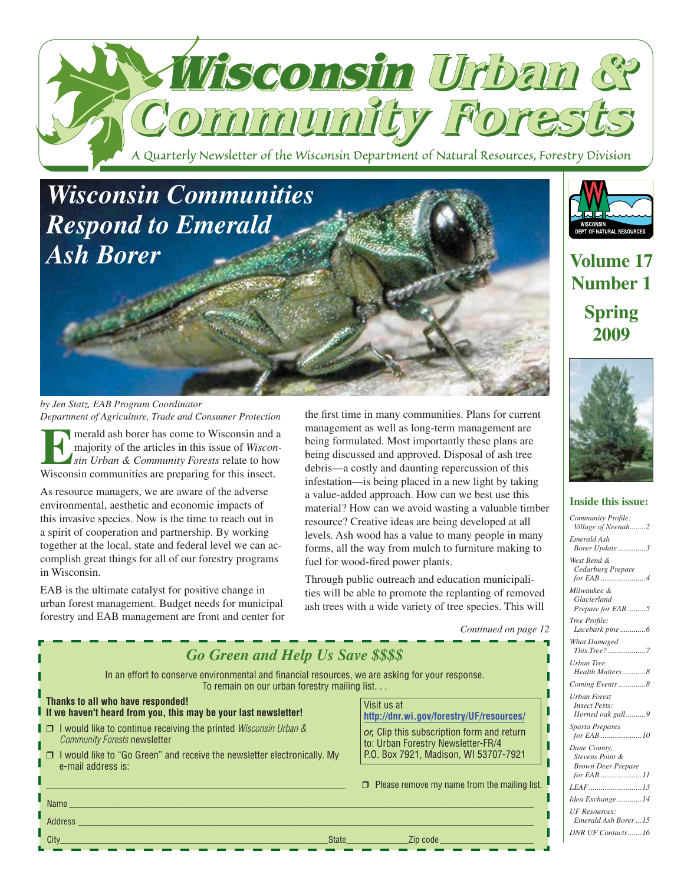# Wisconsin Urban & Community Forests

A Quarterly Newsletter of the Wisconsin Department of Natural Resources, Forestry Division

**Volume 17 Number 1**

**Spring 2009**

## Wisconsin Communities Respond to Emerald Ash Borer

*by Jen Statz, EAB Program Coordinator*
*Department of Agriculture, Trade and Consumer Protection*

Emerald ash borer has come to Wisconsin and a majority of the articles in this issue of *Wisconsin Urban & Community Forests* relate to how Wisconsin communities are preparing for this insect.

As resource managers, we are aware of the adverse environmental, aesthetic and economic impacts of this invasive species. Now is the time to reach out in a spirit of cooperation and partnership. By working together at the local, state and federal level we can accomplish great things for all of our forestry programs in Wisconsin.

EAB is the ultimate catalyst for positive change in urban forest management. Budget needs for municipal forestry and EAB management are front and center for the first time in many communities. Plans for current management as well as long-term management are being formulated. Most importantly these plans are being discussed and approved. Disposal of ash tree debris—a costly and daunting repercussion of this infestation—is being placed in a new light by taking a value-added approach. How can we best use this material? How can we avoid wasting a valuable timber resource? Creative ideas are being developed at all levels. Ash wood has a value to many people in many forms, all the way from mulch to furniture making to fuel for wood-fired power plants.

Through public outreach and education municipalities will be able to promote the replanting of removed ash trees with a wide variety of tree species. This will

*Continued on page 12*

### Go Green and Help Us Save $$$$

In an effort to conserve environmental and financial resources, we are asking for your response. To remain on our urban forestry mailing list. . .

**Thanks to all who have responded!**
**If we haven't heard from you, this may be your last newsletter!**

- ❒ I would like to continue receiving the printed *Wisconsin Urban & Community Forests* newsletter
- ❒ I would like to "Go Green" and receive the newsletter electronically. My e-mail address is: ______________________

Visit us at **http://dnr.wi.gov/forestry/UF/resources/**

*or,* Clip this subscription form and return to: Urban Forestry Newsletter-FR/4 P.O. Box 7921, Madison, WI 53707-7921

- ❒ Please remove my name from the mailing list.

Name ______________________

Address ______________________

City ______________________ State __________ Zip code __________

### Inside this issue:

- *Community Profile: Village of Neenah* ........ 2
- *Emerald Ash Borer Update* .............. 3
- *West Bend & Cedarburg Prepare for EAB* ....................... 4
- *Milwaukee & Glacierland Prepare for EAB* ......... 5
- *Tree Profile: Lacebark pine* ............. 6
- *What Damaged This Tree?* ................... 7
- *Urban Tree Health Matters* ............ 8
- *Coming Events* .............. 8
- *Urban Forest Insect Pests: Horned oak gall* .......... 9
- *Sparta Prepares for EAB* ..................... 10
- *Dane County, Stevens Point & Brown Deer Prepare for EAB* ..................... 11
- *LEAF* ........................... 13
- *Idea Exchange* ............. 14
- *UF Resources: Emerald Ash Borer* ... 15
- *DNR UF Contacts* ....... 16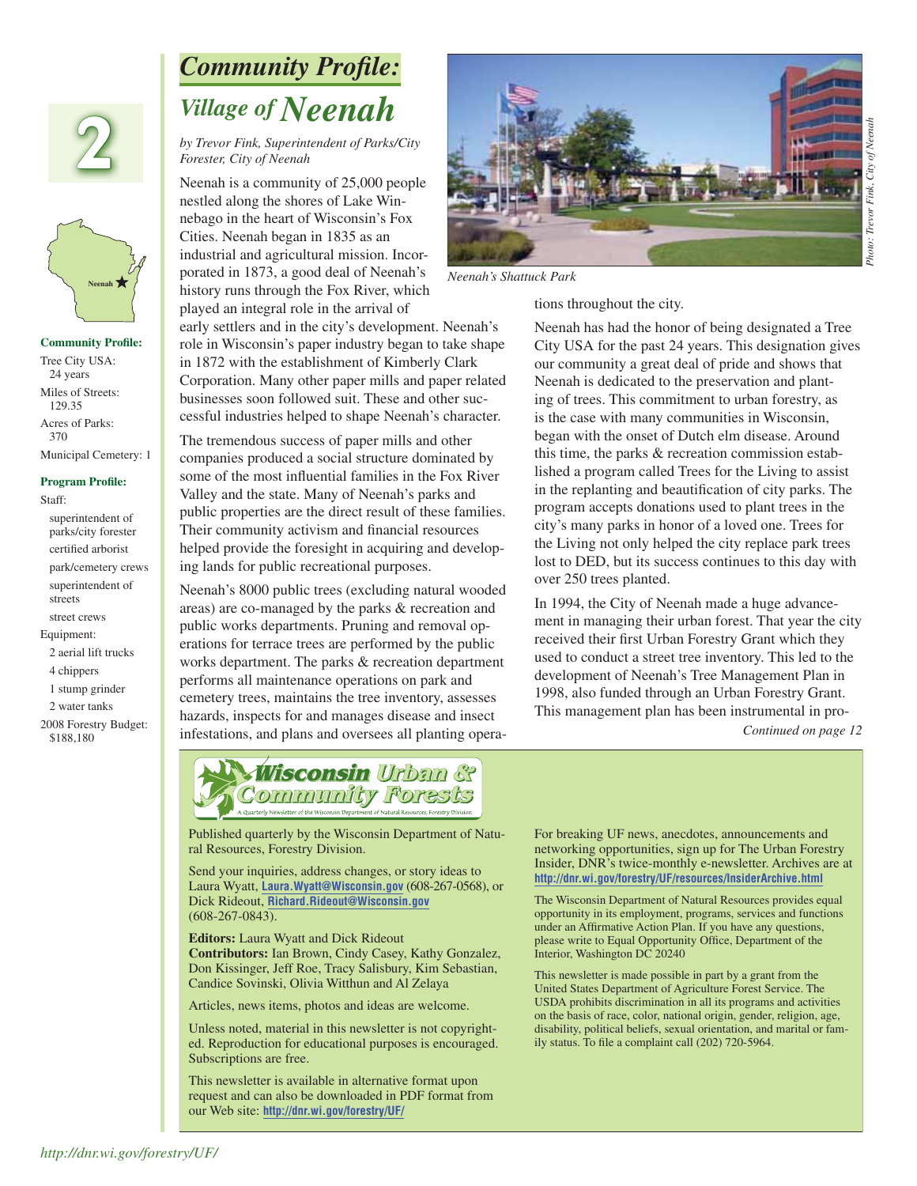# Community Profile: Village of *Neenah*

*by Trevor Fink, Superintendent of Parks/City Forester, City of Neenah*

Neenah is a community of 25,000 people nestled along the shores of Lake Winnebago in the heart of Wisconsin's Fox Cities. Neenah began in 1835 as an industrial and agricultural mission. Incorporated in 1873, a good deal of Neenah's history runs through the Fox River, which played an integral role in the arrival of early settlers and in the city's development. Neenah's role in Wisconsin's paper industry began to take shape in 1872 with the establishment of Kimberly Clark Corporation. Many other paper mills and paper related businesses soon followed suit. These and other successful industries helped to shape Neenah's character.

The tremendous success of paper mills and other companies produced a social structure dominated by some of the most influential families in the Fox River Valley and the state. Many of Neenah's parks and public properties are the direct result of these families. Their community activism and financial resources helped provide the foresight in acquiring and developing lands for public recreational purposes.

Neenah's 8000 public trees (excluding natural wooded areas) are co-managed by the parks & recreation and public works departments. Pruning and removal operations for terrace trees are performed by the public works department. The parks & recreation department performs all maintenance operations on park and cemetery trees, maintains the tree inventory, assesses hazards, inspects for and manages disease and insect infestations, and plans and oversees all planting operations throughout the city.

*Neenah's Shattuck Park*

*Photo: Trevor Fink, City of Neenah*

Neenah has had the honor of being designated a Tree City USA for the past 24 years. This designation gives our community a great deal of pride and shows that Neenah is dedicated to the preservation and planting of trees. This commitment to urban forestry, as is the case with many communities in Wisconsin, began with the onset of Dutch elm disease. Around this time, the parks & recreation commission established a program called Trees for the Living to assist in the replanting and beautification of city parks. The program accepts donations used to plant trees in the city's many parks in honor of a loved one. Trees for the Living not only helped the city replace park trees lost to DED, but its success continues to this day with over 250 trees planted.

In 1994, the City of Neenah made a huge advancement in managing their urban forest. That year the city received their first Urban Forestry Grant which they used to conduct a street tree inventory. This led to the development of Neenah's Tree Management Plan in 1998, also funded through an Urban Forestry Grant. This management plan has been instrumental in pro-

*Continued on page 12*

---

**Community Profile:**

Tree City USA: 24 years

Miles of Streets: 129.35

Acres of Parks: 370

Municipal Cemetery: 1

**Program Profile:**

Staff:
- superintendent of parks/city forester
- certified arborist
- park/cemetery crews
- superintendent of streets
- street crews

Equipment:
- 2 aerial lift trucks
- 4 chippers
- 1 stump grinder
- 2 water tanks

2008 Forestry Budget: $188,180

---

## Wisconsin Urban & Community Forests

A Quarterly Newsletter of the Wisconsin Department of Natural Resources, Forestry Division

Published quarterly by the Wisconsin Department of Natural Resources, Forestry Division.

Send your inquiries, address changes, or story ideas to Laura Wyatt, **Laura.Wyatt@Wisconsin.gov** (608-267-0568), or Dick Rideout, **Richard.Rideout@Wisconsin.gov** (608-267-0843).

**Editors:** Laura Wyatt and Dick Rideout
**Contributors:** Ian Brown, Cindy Casey, Kathy Gonzalez, Don Kissinger, Jeff Roe, Tracy Salisbury, Kim Sebastian, Candice Sovinski, Olivia Witthun and Al Zelaya

Articles, news items, photos and ideas are welcome.

Unless noted, material in this newsletter is not copyrighted. Reproduction for educational purposes is encouraged. Subscriptions are free.

This newsletter is available in alternative format upon request and can also be downloaded in PDF format from our Web site: **http://dnr.wi.gov/forestry/UF/**

For breaking UF news, anecdotes, announcements and networking opportunities, sign up for The Urban Forestry Insider, DNR's twice-monthly e-newsletter. Archives are at **http://dnr.wi.gov/forestry/UF/resources/InsiderArchive.html**

The Wisconsin Department of Natural Resources provides equal opportunity in its employment, programs, services and functions under an Affirmative Action Plan. If you have any questions, please write to Equal Opportunity Office, Department of the Interior, Washington DC 20240

This newsletter is made possible in part by a grant from the United States Department of Agriculture Forest Service. The USDA prohibits discrimination in all its programs and activities on the basis of race, color, national origin, gender, religion, age, disability, political beliefs, sexual orientation, and marital or family status. To file a complaint call (202) 720-5964.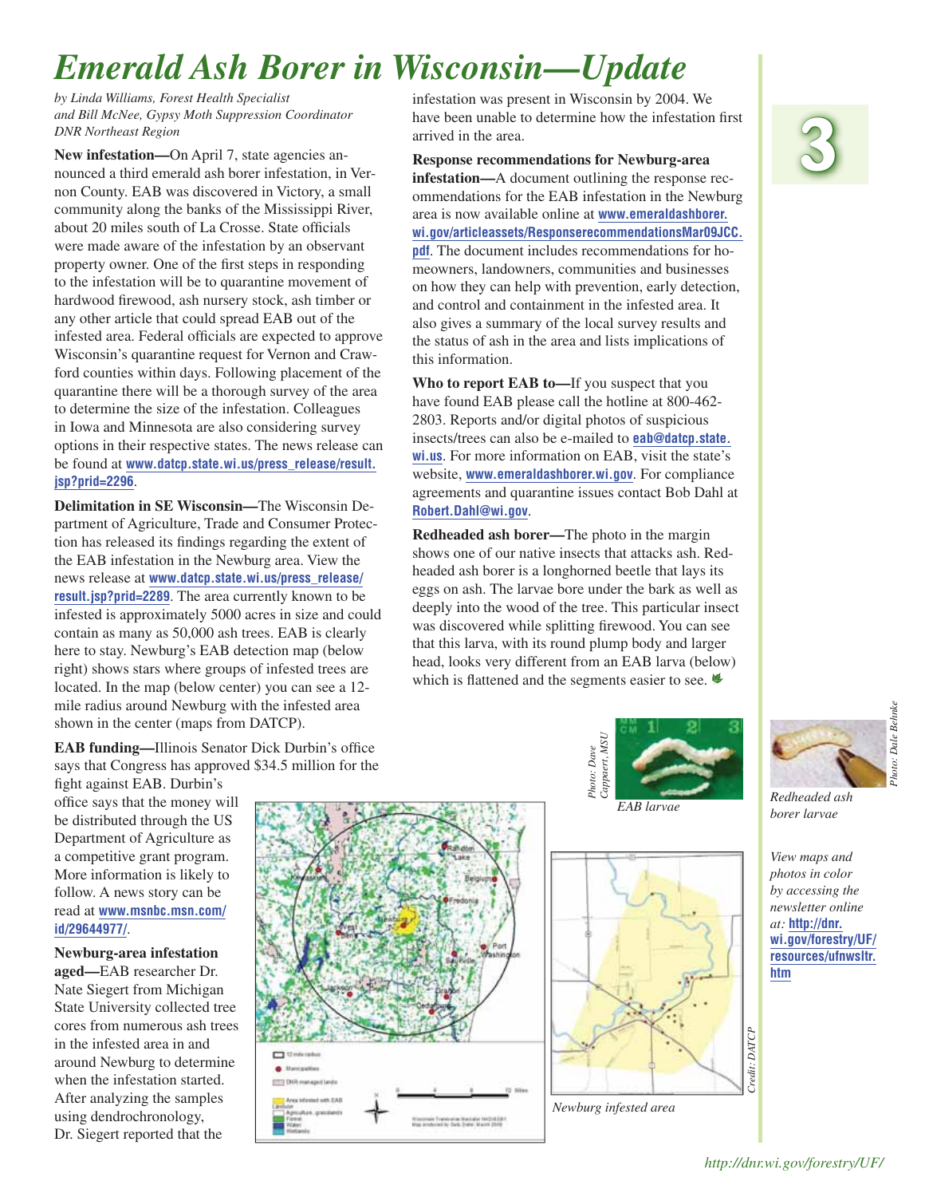# Emerald Ash Borer in Wisconsin—Update

*by Linda Williams, Forest Health Specialist and Bill McNee, Gypsy Moth Suppression Coordinator DNR Northeast Region*

**New infestation—**On April 7, state agencies announced a third emerald ash borer infestation, in Vernon County. EAB was discovered in Victory, a small community along the banks of the Mississippi River, about 20 miles south of La Crosse. State officials were made aware of the infestation by an observant property owner. One of the first steps in responding to the infestation will be to quarantine movement of hardwood firewood, ash nursery stock, ash timber or any other article that could spread EAB out of the infested area. Federal officials are expected to approve Wisconsin's quarantine request for Vernon and Crawford counties within days. Following placement of the quarantine there will be a thorough survey of the area to determine the size of the infestation. Colleagues in Iowa and Minnesota are also considering survey options in their respective states. The news release can be found at www.datcp.state.wi.us/press_release/result.jsp?prid=2296.

**Delimitation in SE Wisconsin—**The Wisconsin Department of Agriculture, Trade and Consumer Protection has released its findings regarding the extent of the EAB infestation in the Newburg area. View the news release at www.datcp.state.wi.us/press_release/result.jsp?prid=2289. The area currently known to be infested is approximately 5000 acres in size and could contain as many as 50,000 ash trees. EAB is clearly here to stay. Newburg's EAB detection map (below right) shows stars where groups of infested trees are located. In the map (below center) you can see a 12-mile radius around Newburg with the infested area shown in the center (maps from DATCP).

**EAB funding—**Illinois Senator Dick Durbin's office says that Congress has approved $34.5 million for the fight against EAB. Durbin's office says that the money will be distributed through the US Department of Agriculture as a competitive grant program. More information is likely to follow. A news story can be read at www.msnbc.msn.com/id/29644977/.

**Newburg-area infestation aged—**EAB researcher Dr. Nate Siegert from Michigan State University collected tree cores from numerous ash trees in the infested area in and around Newburg to determine when the infestation started. After analyzing the samples using dendrochronology, Dr. Siegert reported that the infestation was present in Wisconsin by 2004. We have been unable to determine how the infestation first arrived in the area.

**Response recommendations for Newburg-area infestation—**A document outlining the response recommendations for the EAB infestation in the Newburg area is now available online at www.emeraldashborer.wi.gov/articleassets/ResponserecommendationsMar09JCC.pdf. The document includes recommendations for homeowners, landowners, communities and businesses on how they can help with prevention, early detection, and control and containment in the infested area. It also gives a summary of the local survey results and the status of ash in the area and lists implications of this information.

**Who to report EAB to—**If you suspect that you have found EAB please call the hotline at 800-462-2803. Reports and/or digital photos of suspicious insects/trees can also be e-mailed to eab@datcp.state.wi.us. For more information on EAB, visit the state's website, www.emeraldashborer.wi.gov. For compliance agreements and quarantine issues contact Bob Dahl at Robert.Dahl@wi.gov.

**Redheaded ash borer—**The photo in the margin shows one of our native insects that attacks ash. Redheaded ash borer is a longhorned beetle that lays its eggs on ash. The larvae bore under the bark as well as deeply into the wood of the tree. This particular insect was discovered while splitting firewood. You can see that this larva, with its round plump body and larger head, looks very different from an EAB larva (below) which is flattened and the segments easier to see.

Photo: Dave Cappaert, MSU

*EAB larvae*

Credit: DATCP

*Newburg infested area*

Photo: Dale Behnke

*Redheaded ash borer larvae*

*View maps and photos in color by accessing the newsletter online at:* http://dnr.wi.gov/forestry/UF/resources/ufnwsltr.htm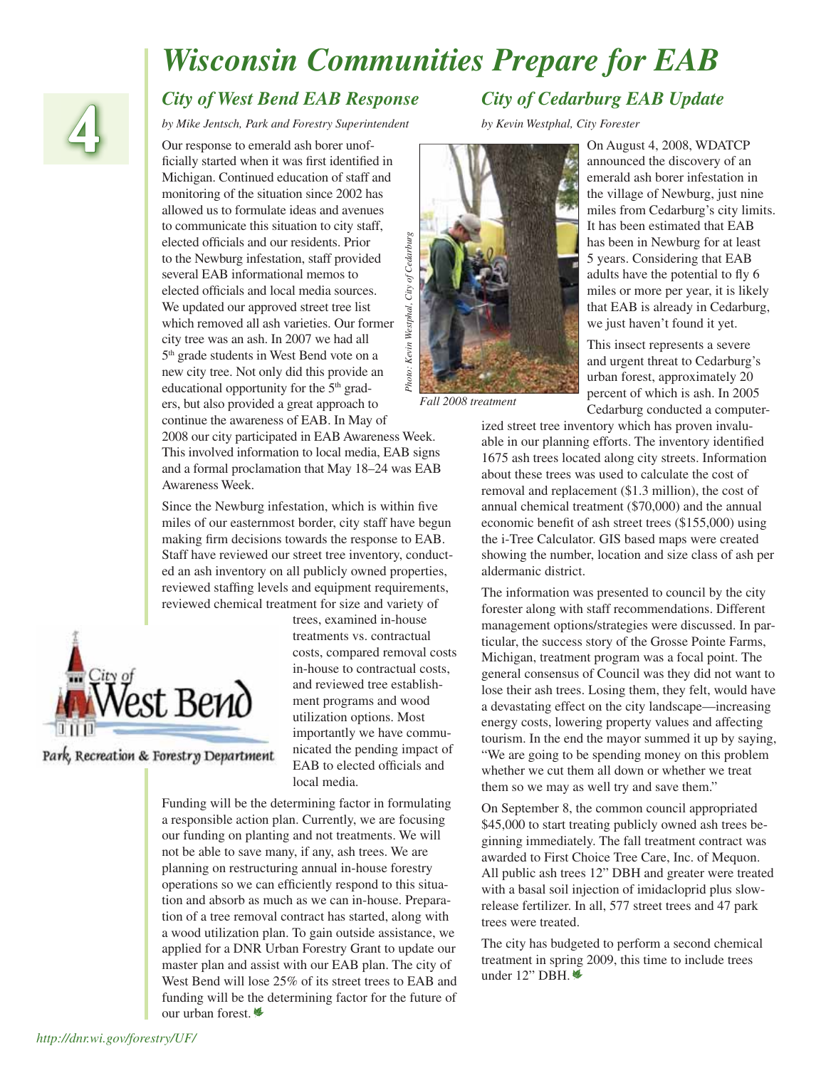# Wisconsin Communities Prepare for EAB

## City of West Bend EAB Response

*by Mike Jentsch, Park and Forestry Superintendent*

Our response to emerald ash borer unofficially started when it was first identified in Michigan. Continued education of staff and monitoring of the situation since 2002 has allowed us to formulate ideas and avenues to communicate this situation to city staff, elected officials and our residents. Prior to the Newburg infestation, staff provided several EAB informational memos to elected officials and local media sources. We updated our approved street tree list which removed all ash varieties. Our former city tree was an ash. In 2007 we had all 5th grade students in West Bend vote on a new city tree. Not only did this provide an educational opportunity for the 5th graders, but also provided a great approach to continue the awareness of EAB. In May of 2008 our city participated in EAB Awareness Week. This involved information to local media, EAB signs and a formal proclamation that May 18–24 was EAB Awareness Week.

Since the Newburg infestation, which is within five miles of our easternmost border, city staff have begun making firm decisions towards the response to EAB. Staff have reviewed our street tree inventory, conducted an ash inventory on all publicly owned properties, reviewed staffing levels and equipment requirements, reviewed chemical treatment for size and variety of trees, examined in-house treatments vs. contractual costs, compared removal costs in-house to contractual costs, and reviewed tree establishment programs and wood utilization options. Most importantly we have communicated the pending impact of EAB to elected officials and local media.

City of West Bend Park, Recreation & Forestry Department

Funding will be the determining factor in formulating a responsible action plan. Currently, we are focusing our funding on planting and not treatments. We will not be able to save many, if any, ash trees. We are planning on restructuring annual in-house forestry operations so we can efficiently respond to this situation and absorb as much as we can in-house. Preparation of a tree removal contract has started, along with a wood utilization plan. To gain outside assistance, we applied for a DNR Urban Forestry Grant to update our master plan and assist with our EAB plan. The city of West Bend will lose 25% of its street trees to EAB and funding will be the determining factor for the future of our urban forest.

## City of Cedarburg EAB Update

*by Kevin Westphal, City Forester*

*Photo: Kevin Westphal, City of Cedarburg*

*Fall 2008 treatment*

On August 4, 2008, WDATCP announced the discovery of an emerald ash borer infestation in the village of Newburg, just nine miles from Cedarburg's city limits. It has been estimated that EAB has been in Newburg for at least 5 years. Considering that EAB adults have the potential to fly 6 miles or more per year, it is likely that EAB is already in Cedarburg, we just haven't found it yet.

This insect represents a severe and urgent threat to Cedarburg's urban forest, approximately 20 percent of which is ash. In 2005 Cedarburg conducted a computerized street tree inventory which has proven invaluable in our planning efforts. The inventory identified 1675 ash trees located along city streets. Information about these trees was used to calculate the cost of removal and replacement ($1.3 million), the cost of annual chemical treatment ($70,000) and the annual economic benefit of ash street trees ($155,000) using the i-Tree Calculator. GIS based maps were created showing the number, location and size class of ash per aldermanic district.

The information was presented to council by the city forester along with staff recommendations. Different management options/strategies were discussed. In particular, the success story of the Grosse Pointe Farms, Michigan, treatment program was a focal point. The general consensus of Council was they did not want to lose their ash trees. Losing them, they felt, would have a devastating effect on the city landscape—increasing energy costs, lowering property values and affecting tourism. In the end the mayor summed it up by saying, "We are going to be spending money on this problem whether we cut them all down or whether we treat them so we may as well try and save them."

On September 8, the common council appropriated $45,000 to start treating publicly owned ash trees beginning immediately. The fall treatment contract was awarded to First Choice Tree Care, Inc. of Mequon. All public ash trees 12" DBH and greater were treated with a basal soil injection of imidacloprid plus slow-release fertilizer. In all, 577 street trees and 47 park trees were treated.

The city has budgeted to perform a second chemical treatment in spring 2009, this time to include trees under 12" DBH.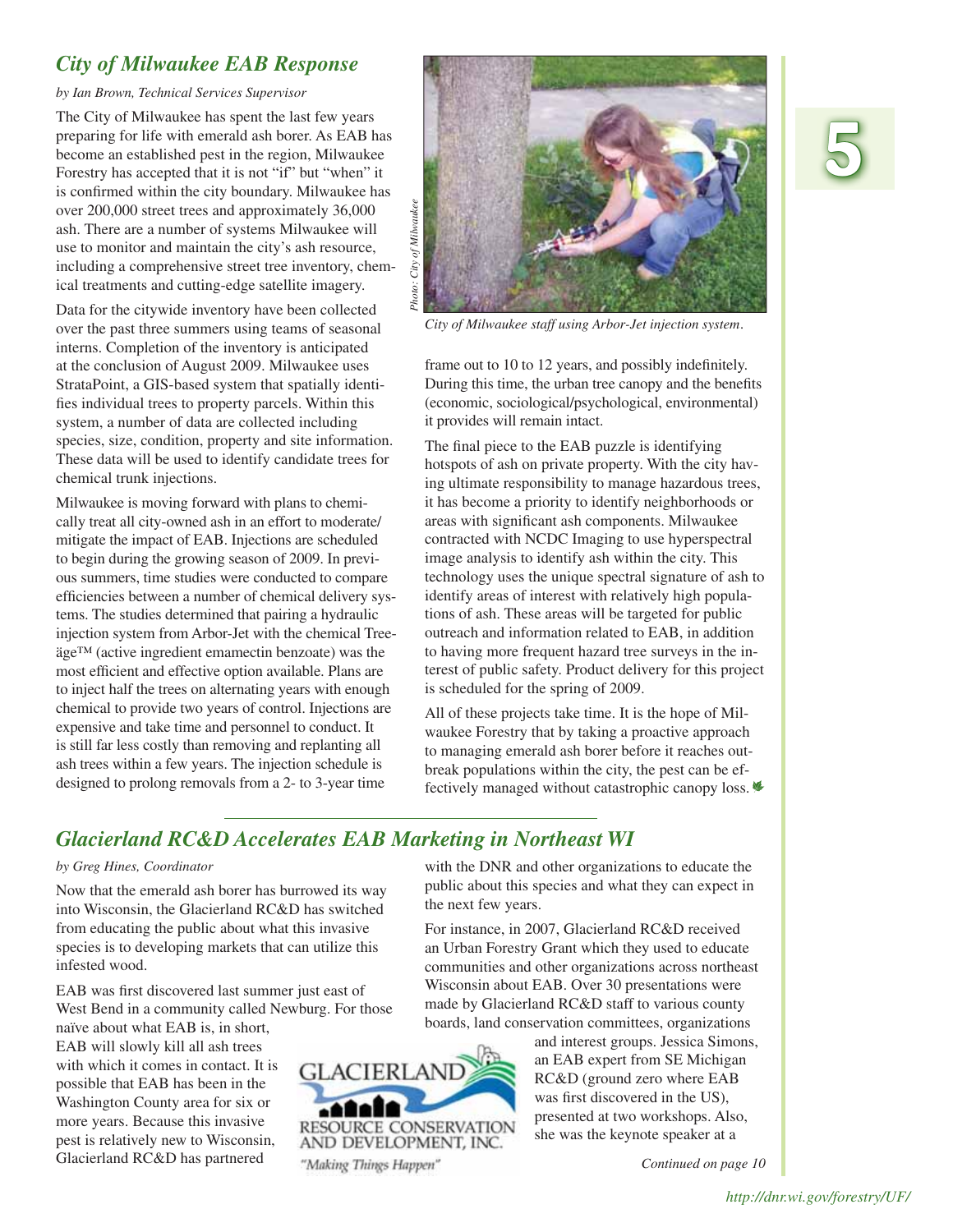## *City of Milwaukee EAB Response*

*by Ian Brown, Technical Services Supervisor*

The City of Milwaukee has spent the last few years preparing for life with emerald ash borer. As EAB has become an established pest in the region, Milwaukee Forestry has accepted that it is not "if" but "when" it is confirmed within the city boundary. Milwaukee has over 200,000 street trees and approximately 36,000 ash. There are a number of systems Milwaukee will use to monitor and maintain the city's ash resource, including a comprehensive street tree inventory, chemical treatments and cutting-edge satellite imagery.

Data for the citywide inventory have been collected over the past three summers using teams of seasonal interns. Completion of the inventory is anticipated at the conclusion of August 2009. Milwaukee uses StrataPoint, a GIS-based system that spatially identifies individual trees to property parcels. Within this system, a number of data are collected including species, size, condition, property and site information. These data will be used to identify candidate trees for chemical trunk injections.

Milwaukee is moving forward with plans to chemically treat all city-owned ash in an effort to moderate/mitigate the impact of EAB. Injections are scheduled to begin during the growing season of 2009. In previous summers, time studies were conducted to compare efficiencies between a number of chemical delivery systems. The studies determined that pairing a hydraulic injection system from Arbor-Jet with the chemical Tree-äge™ (active ingredient emamectin benzoate) was the most efficient and effective option available. Plans are to inject half the trees on alternating years with enough chemical to provide two years of control. Injections are expensive and take time and personnel to conduct. It is still far less costly than removing and replanting all ash trees within a few years. The injection schedule is designed to prolong removals from a 2- to 3-year time frame out to 10 to 12 years, and possibly indefinitely. During this time, the urban tree canopy and the benefits (economic, sociological/psychological, environmental) it provides will remain intact.

*Photo: City of Milwaukee*

*City of Milwaukee staff using Arbor-Jet injection system.*

The final piece to the EAB puzzle is identifying hotspots of ash on private property. With the city having ultimate responsibility to manage hazardous trees, it has become a priority to identify neighborhoods or areas with significant ash components. Milwaukee contracted with NCDC Imaging to use hyperspectral image analysis to identify ash within the city. This technology uses the unique spectral signature of ash to identify areas of interest with relatively high populations of ash. These areas will be targeted for public outreach and information related to EAB, in addition to having more frequent hazard tree surveys in the interest of public safety. Product delivery for this project is scheduled for the spring of 2009.

All of these projects take time. It is the hope of Milwaukee Forestry that by taking a proactive approach to managing emerald ash borer before it reaches outbreak populations within the city, the pest can be effectively managed without catastrophic canopy loss.

## *Glacierland RC&D Accelerates EAB Marketing in Northeast WI*

*by Greg Hines, Coordinator*

Now that the emerald ash borer has burrowed its way into Wisconsin, the Glacierland RC&D has switched from educating the public about what this invasive species is to developing markets that can utilize this infested wood.

EAB was first discovered last summer just east of West Bend in a community called Newburg. For those naïve about what EAB is, in short, EAB will slowly kill all ash trees with which it comes in contact. It is possible that EAB has been in the Washington County area for six or more years. Because this invasive pest is relatively new to Wisconsin, Glacierland RC&D has partnered with the DNR and other organizations to educate the public about this species and what they can expect in the next few years.

GLACIERLAND RESOURCE CONSERVATION AND DEVELOPMENT, INC. "Making Things Happen"

For instance, in 2007, Glacierland RC&D received an Urban Forestry Grant which they used to educate communities and other organizations across northeast Wisconsin about EAB. Over 30 presentations were made by Glacierland RC&D staff to various county boards, land conservation committees, organizations and interest groups. Jessica Simons, an EAB expert from SE Michigan RC&D (ground zero where EAB was first discovered in the US), presented at two workshops. Also, she was the keynote speaker at a

*Continued on page 10*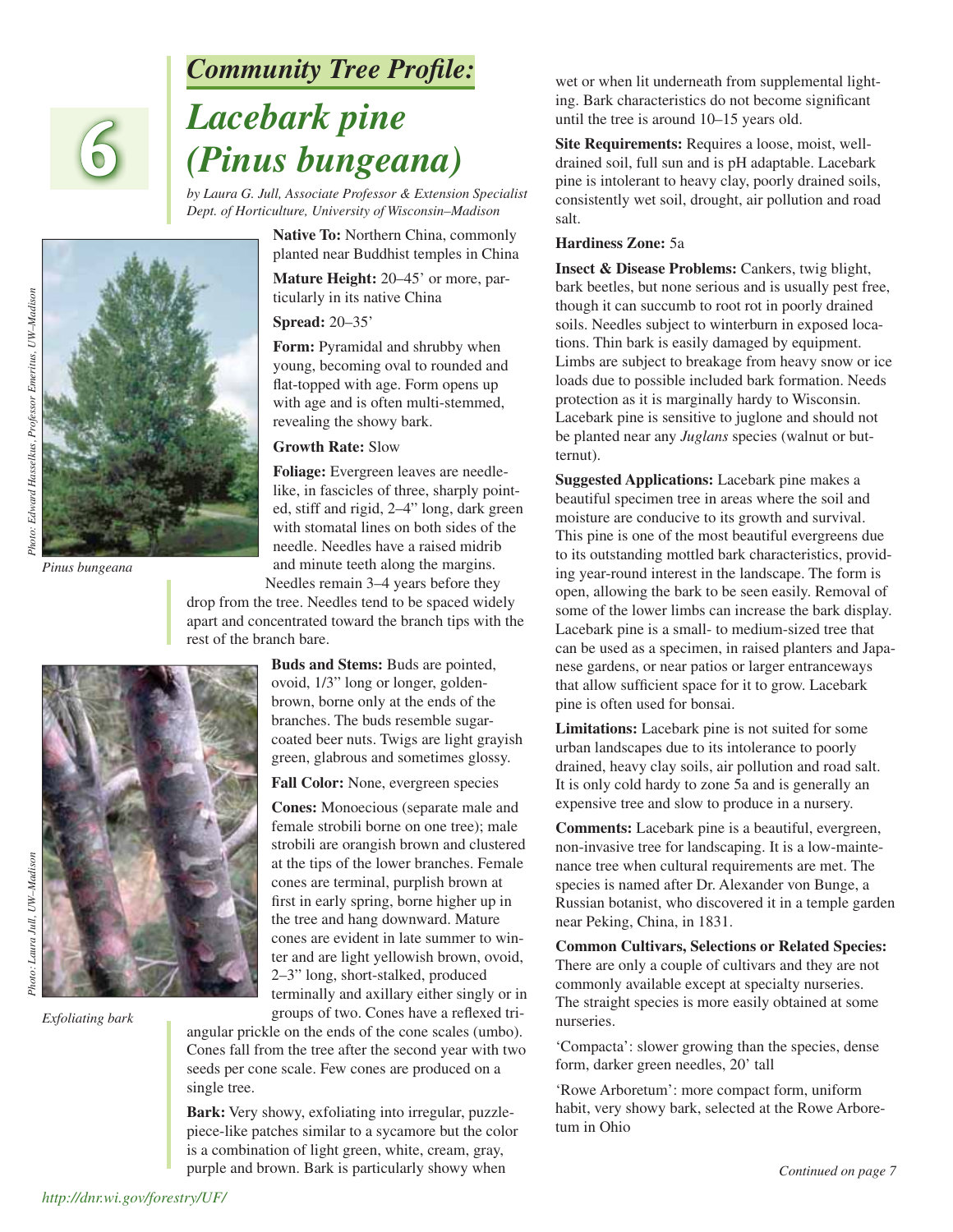*Community Tree Profile:*

# *Lacebark pine (Pinus bungeana)*

*by Laura G. Jull, Associate Professor & Extension Specialist Dept. of Horticulture, University of Wisconsin–Madison*

*Photo: Edward Hasselkus, Professor Emeritus, UW–Madison*

*Pinus bungeana*

*Photo: Laura Jull, UW–Madison*

*Exfoliating bark*

**Native To:** Northern China, commonly planted near Buddhist temples in China

**Mature Height:** 20–45' or more, particularly in its native China

**Spread:** 20–35'

**Form:** Pyramidal and shrubby when young, becoming oval to rounded and flat-topped with age. Form opens up with age and is often multi-stemmed, revealing the showy bark.

**Growth Rate:** Slow

**Foliage:** Evergreen leaves are needle-like, in fascicles of three, sharply pointed, stiff and rigid, 2–4" long, dark green with stomatal lines on both sides of the needle. Needles have a raised midrib and minute teeth along the margins. Needles remain 3–4 years before they drop from the tree. Needles tend to be spaced widely apart and concentrated toward the branch tips with the rest of the branch bare.

**Buds and Stems:** Buds are pointed, ovoid, 1/3" long or longer, golden-brown, borne only at the ends of the branches. The buds resemble sugar-coated beer nuts. Twigs are light grayish green, glabrous and sometimes glossy.

**Fall Color:** None, evergreen species

**Cones:** Monoecious (separate male and female strobili borne on one tree); male strobili are orangish brown and clustered at the tips of the lower branches. Female cones are terminal, purplish brown at first in early spring, borne higher up in the tree and hang downward. Mature cones are evident in late summer to winter and are light yellowish brown, ovoid, 2–3" long, short-stalked, produced terminally and axillary either singly or in groups of two. Cones have a reflexed triangular prickle on the ends of the cone scales (umbo). Cones fall from the tree after the second year with two seeds per cone scale. Few cones are produced on a single tree.

**Bark:** Very showy, exfoliating into irregular, puzzle-piece-like patches similar to a sycamore but the color is a combination of light green, white, cream, gray, purple and brown. Bark is particularly showy when wet or when lit underneath from supplemental lighting. Bark characteristics do not become significant until the tree is around 10–15 years old.

**Site Requirements:** Requires a loose, moist, well-drained soil, full sun and is pH adaptable. Lacebark pine is intolerant to heavy clay, poorly drained soils, consistently wet soil, drought, air pollution and road salt.

**Hardiness Zone:** 5a

**Insect & Disease Problems:** Cankers, twig blight, bark beetles, but none serious and is usually pest free, though it can succumb to root rot in poorly drained soils. Needles subject to winterburn in exposed locations. Thin bark is easily damaged by equipment. Limbs are subject to breakage from heavy snow or ice loads due to possible included bark formation. Needs protection as it is marginally hardy to Wisconsin. Lacebark pine is sensitive to juglone and should not be planted near any *Juglans* species (walnut or butternut).

**Suggested Applications:** Lacebark pine makes a beautiful specimen tree in areas where the soil and moisture are conducive to its growth and survival. This pine is one of the most beautiful evergreens due to its outstanding mottled bark characteristics, providing year-round interest in the landscape. The form is open, allowing the bark to be seen easily. Removal of some of the lower limbs can increase the bark display. Lacebark pine is a small- to medium-sized tree that can be used as a specimen, in raised planters and Japanese gardens, or near patios or larger entranceways that allow sufficient space for it to grow. Lacebark pine is often used for bonsai.

**Limitations:** Lacebark pine is not suited for some urban landscapes due to its intolerance to poorly drained, heavy clay soils, air pollution and road salt. It is only cold hardy to zone 5a and is generally an expensive tree and slow to produce in a nursery.

**Comments:** Lacebark pine is a beautiful, evergreen, non-invasive tree for landscaping. It is a low-maintenance tree when cultural requirements are met. The species is named after Dr. Alexander von Bunge, a Russian botanist, who discovered it in a temple garden near Peking, China, in 1831.

**Common Cultivars, Selections or Related Species:** There are only a couple of cultivars and they are not commonly available except at specialty nurseries. The straight species is more easily obtained at some nurseries.

'Compacta': slower growing than the species, dense form, darker green needles, 20' tall

'Rowe Arboretum': more compact form, uniform habit, very showy bark, selected at the Rowe Arboretum in Ohio

*Continued on page 7*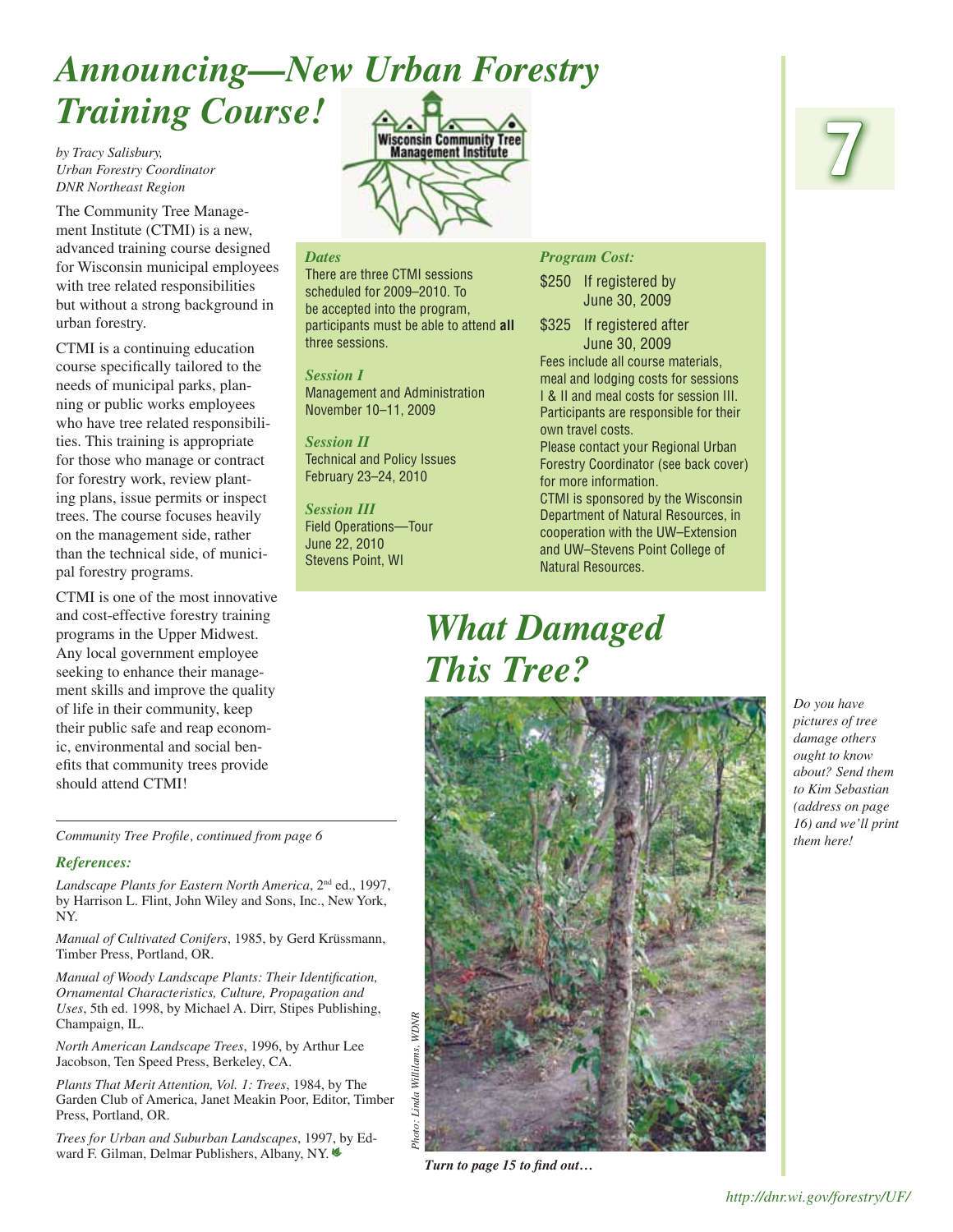# Announcing—New Urban Forestry Training Course!

*by Tracy Salisbury, Urban Forestry Coordinator DNR Northeast Region*

The Community Tree Management Institute (CTMI) is a new, advanced training course designed for Wisconsin municipal employees with tree related responsibilities but without a strong background in urban forestry.

CTMI is a continuing education course specifically tailored to the needs of municipal parks, planning or public works employees who have tree related responsibilities. This training is appropriate for those who manage or contract for forestry work, review planting plans, issue permits or inspect trees. The course focuses heavily on the management side, rather than the technical side, of municipal forestry programs.

CTMI is one of the most innovative and cost-effective forestry training programs in the Upper Midwest. Any local government employee seeking to enhance their management skills and improve the quality of life in their community, keep their public safe and reap economic, environmental and social benefits that community trees provide should attend CTMI!

Wisconsin Community Tree Management Institute

***Dates***

There are three CTMI sessions scheduled for 2009–2010. To be accepted into the program, participants must be able to attend **all** three sessions.

***Session I***
Management and Administration
November 10–11, 2009

***Session II***
Technical and Policy Issues
February 23–24, 2010

***Session III***
Field Operations—Tour
June 22, 2010
Stevens Point, WI

***Program Cost:***

$250 If registered by June 30, 2009

$325 If registered after June 30, 2009

Fees include all course materials, meal and lodging costs for sessions I & II and meal costs for session III. Participants are responsible for their own travel costs.

Please contact your Regional Urban Forestry Coordinator (see back cover) for more information.

CTMI is sponsored by the Wisconsin Department of Natural Resources, in cooperation with the UW–Extension and UW–Stevens Point College of Natural Resources.

---

*Community Tree Profile, continued from page 6*

***References:***

*Landscape Plants for Eastern North America*, 2nd ed., 1997, by Harrison L. Flint, John Wiley and Sons, Inc., New York, NY.

*Manual of Cultivated Conifers*, 1985, by Gerd Krüssmann, Timber Press, Portland, OR.

*Manual of Woody Landscape Plants: Their Identification, Ornamental Characteristics, Culture, Propagation and Uses*, 5th ed. 1998, by Michael A. Dirr, Stipes Publishing, Champaign, IL.

*North American Landscape Trees*, 1996, by Arthur Lee Jacobson, Ten Speed Press, Berkeley, CA.

*Plants That Merit Attention, Vol. 1: Trees*, 1984, by The Garden Club of America, Janet Meakin Poor, Editor, Timber Press, Portland, OR.

*Trees for Urban and Suburban Landscapes*, 1997, by Edward F. Gilman, Delmar Publishers, Albany, NY.

# What Damaged This Tree?

*Photo: Linda Willilams, WDNR*

***Turn to page 15 to find out…***

*Do you have pictures of tree damage others ought to know about? Send them to Kim Sebastian (address on page 16) and we'll print them here!*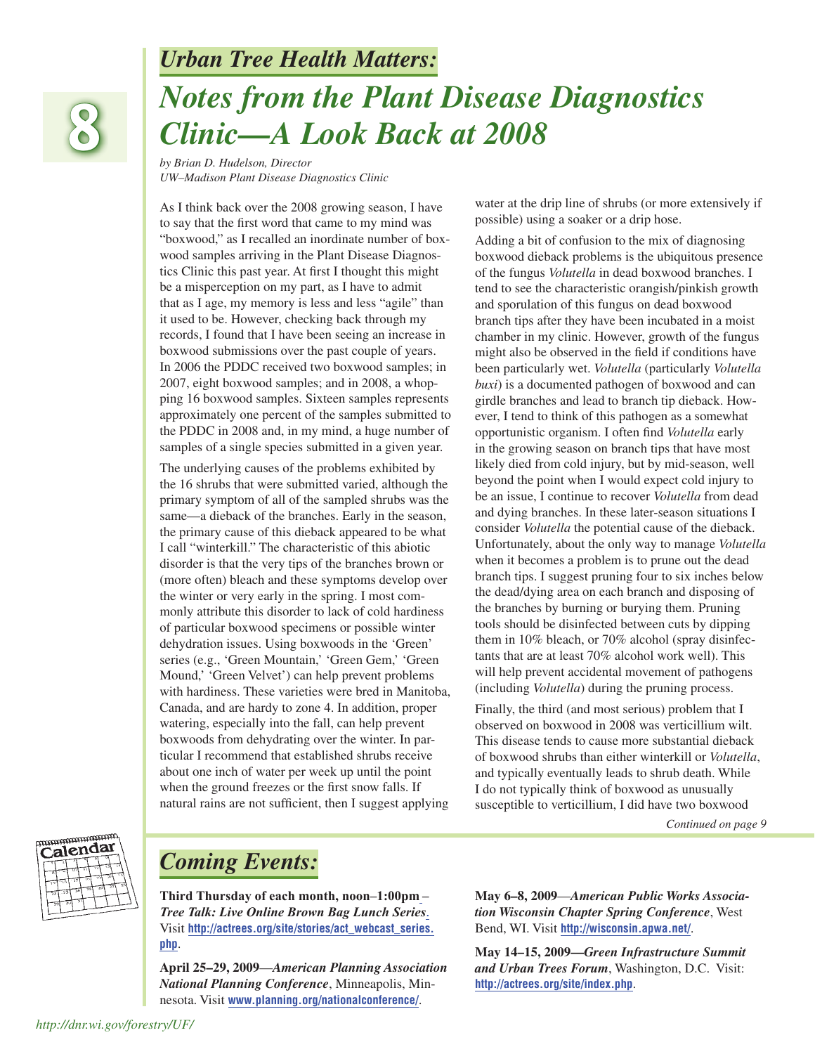## *Urban Tree Health Matters:*

# *Notes from the Plant Disease Diagnostics Clinic—A Look Back at 2008*

*by Brian D. Hudelson, Director*
*UW–Madison Plant Disease Diagnostics Clinic*

As I think back over the 2008 growing season, I have to say that the first word that came to my mind was "boxwood," as I recalled an inordinate number of boxwood samples arriving in the Plant Disease Diagnostics Clinic this past year. At first I thought this might be a misperception on my part, as I have to admit that as I age, my memory is less and less "agile" than it used to be. However, checking back through my records, I found that I have been seeing an increase in boxwood submissions over the past couple of years. In 2006 the PDDC received two boxwood samples; in 2007, eight boxwood samples; and in 2008, a whopping 16 boxwood samples. Sixteen samples represents approximately one percent of the samples submitted to the PDDC in 2008 and, in my mind, a huge number of samples of a single species submitted in a given year.

The underlying causes of the problems exhibited by the 16 shrubs that were submitted varied, although the primary symptom of all of the sampled shrubs was the same—a dieback of the branches. Early in the season, the primary cause of this dieback appeared to be what I call "winterkill." The characteristic of this abiotic disorder is that the very tips of the branches brown or (more often) bleach and these symptoms develop over the winter or very early in the spring. I most commonly attribute this disorder to lack of cold hardiness of particular boxwood specimens or possible winter dehydration issues. Using boxwoods in the 'Green' series (e.g., 'Green Mountain,' 'Green Gem,' 'Green Mound,' 'Green Velvet') can help prevent problems with hardiness. These varieties were bred in Manitoba, Canada, and are hardy to zone 4. In addition, proper watering, especially into the fall, can help prevent boxwoods from dehydrating over the winter. In particular I recommend that established shrubs receive about one inch of water per week up until the point when the ground freezes or the first snow falls. If natural rains are not sufficient, then I suggest applying water at the drip line of shrubs (or more extensively if possible) using a soaker or a drip hose.

Adding a bit of confusion to the mix of diagnosing boxwood dieback problems is the ubiquitous presence of the fungus *Volutella* in dead boxwood branches. I tend to see the characteristic orangish/pinkish growth and sporulation of this fungus on dead boxwood branch tips after they have been incubated in a moist chamber in my clinic. However, growth of the fungus might also be observed in the field if conditions have been particularly wet. *Volutella* (particularly *Volutella buxi*) is a documented pathogen of boxwood and can girdle branches and lead to branch tip dieback. However, I tend to think of this pathogen as a somewhat opportunistic organism. I often find *Volutella* early in the growing season on branch tips that have most likely died from cold injury, but by mid-season, well beyond the point when I would expect cold injury to be an issue, I continue to recover *Volutella* from dead and dying branches. In these later-season situations I consider *Volutella* the potential cause of the dieback. Unfortunately, about the only way to manage *Volutella* when it becomes a problem is to prune out the dead branch tips. I suggest pruning four to six inches below the dead/dying area on each branch and disposing of the branches by burning or burying them. Pruning tools should be disinfected between cuts by dipping them in 10% bleach, or 70% alcohol (spray disinfectants that are at least 70% alcohol work well). This will help prevent accidental movement of pathogens (including *Volutella*) during the pruning process.

Finally, the third (and most serious) problem that I observed on boxwood in 2008 was verticillium wilt. This disease tends to cause more substantial dieback of boxwood shrubs than either winterkill or *Volutella*, and typically eventually leads to shrub death. While I do not typically think of boxwood as unusually susceptible to verticillium, I did have two boxwood

*Continued on page 9*

## *Coming Events:*

**Third Thursday of each month, noon–1:00pm – *Tree Talk: Live Online Brown Bag Lunch Series*.** Visit **http://actrees.org/site/stories/act_webcast_series.php**.

**April 25–29, 2009**—***American Planning Association National Planning Conference***, Minneapolis, Minnesota. Visit **www.planning.org/nationalconference/**.

**May 6–8, 2009**—***American Public Works Association Wisconsin Chapter Spring Conference***, West Bend, WI. Visit **http://wisconsin.apwa.net/**.

**May 14–15, 2009—*Green Infrastructure Summit and Urban Trees Forum***, Washington, D.C. Visit: **http://actrees.org/site/index.php**.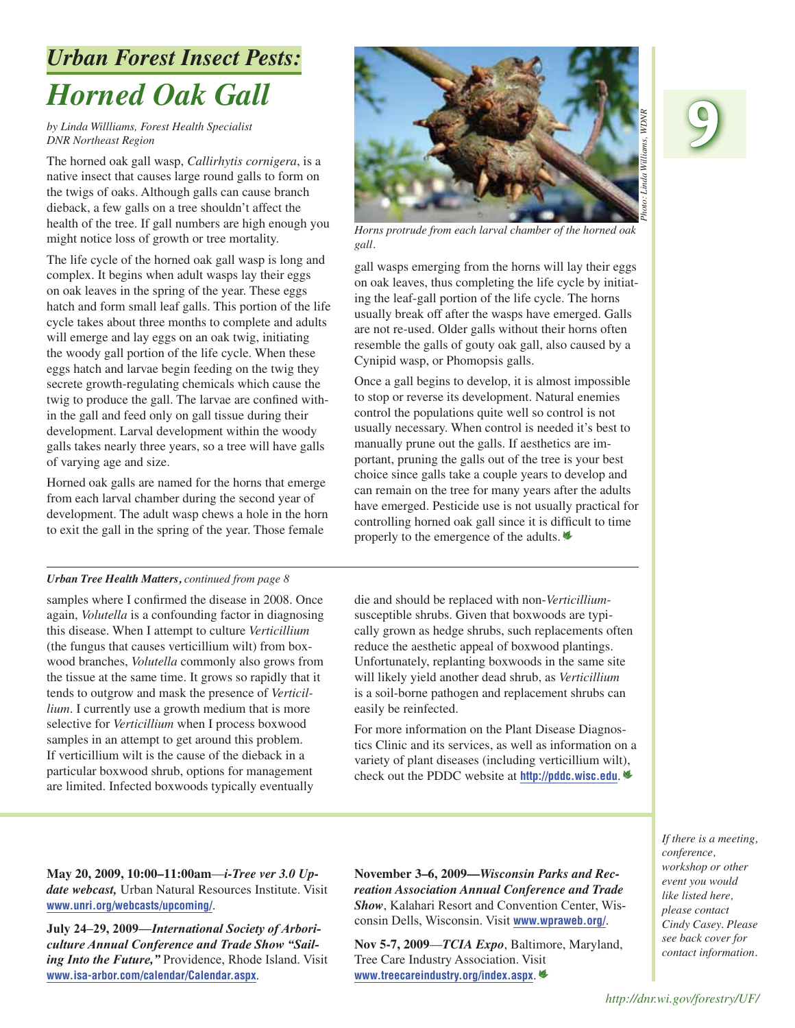## *Urban Forest Insect Pests:*

# *Horned Oak Gall*

*by Linda Willliams, Forest Health Specialist*
*DNR Northeast Region*

The horned oak gall wasp, *Callirhytis cornigera*, is a native insect that causes large round galls to form on the twigs of oaks. Although galls can cause branch dieback, a few galls on a tree shouldn't affect the health of the tree. If gall numbers are high enough you might notice loss of growth or tree mortality.

The life cycle of the horned oak gall wasp is long and complex. It begins when adult wasps lay their eggs on oak leaves in the spring of the year. These eggs hatch and form small leaf galls. This portion of the life cycle takes about three months to complete and adults will emerge and lay eggs on an oak twig, initiating the woody gall portion of the life cycle. When these eggs hatch and larvae begin feeding on the twig they secrete growth-regulating chemicals which cause the twig to produce the gall. The larvae are confined within the gall and feed only on gall tissue during their development. Larval development within the woody galls takes nearly three years, so a tree will have galls of varying age and size.

Horned oak galls are named for the horns that emerge from each larval chamber during the second year of development. The adult wasp chews a hole in the horn to exit the gall in the spring of the year. Those female gall wasps emerging from the horns will lay their eggs on oak leaves, thus completing the life cycle by initiating the leaf-gall portion of the life cycle. The horns usually break off after the wasps have emerged. Galls are not re-used. Older galls without their horns often resemble the galls of gouty oak gall, also caused by a Cynipid wasp, or Phomopsis galls.

*Photo: Linda Williams, WDNR*

*Horns protrude from each larval chamber of the horned oak gall.*

Once a gall begins to develop, it is almost impossible to stop or reverse its development. Natural enemies control the populations quite well so control is not usually necessary. When control is needed it's best to manually prune out the galls. If aesthetics are important, pruning the galls out of the tree is your best choice since galls take a couple years to develop and can remain on the tree for many years after the adults have emerged. Pesticide use is not usually practical for controlling horned oak gall since it is difficult to time properly to the emergence of the adults.

---

***Urban Tree Health Matters****, continued from page 8*

samples where I confirmed the disease in 2008. Once again, *Volutella* is a confounding factor in diagnosing this disease. When I attempt to culture *Verticillium* (the fungus that causes verticillium wilt) from boxwood branches, *Volutella* commonly also grows from the tissue at the same time. It grows so rapidly that it tends to outgrow and mask the presence of *Verticillium*. I currently use a growth medium that is more selective for *Verticillium* when I process boxwood samples in an attempt to get around this problem. If verticillium wilt is the cause of the dieback in a particular boxwood shrub, options for management are limited. Infected boxwoods typically eventually die and should be replaced with non-*Verticillium*-susceptible shrubs. Given that boxwoods are typically grown as hedge shrubs, such replacements often reduce the aesthetic appeal of boxwood plantings. Unfortunately, replanting boxwoods in the same site will likely yield another dead shrub, as *Verticillium* is a soil-borne pathogen and replacement shrubs can easily be reinfected.

For more information on the Plant Disease Diagnostics Clinic and its services, as well as information on a variety of plant diseases (including verticillium wilt), check out the PDDC website at **http://pddc.wisc.edu**.

---

**May 20, 2009, 10:00–11:00am**—***i-Tree ver 3.0 Update webcast,*** Urban Natural Resources Institute. Visit **www.unri.org/webcasts/upcoming/**.

**July 24–29, 2009—*International Society of Arboriculture Annual Conference and Trade Show "Sailing Into the Future,"*** Providence, Rhode Island. Visit **www.isa-arbor.com/calendar/Calendar.aspx**.

**November 3–6, 2009—*Wisconsin Parks and Recreation Association Annual Conference and Trade Show***, Kalahari Resort and Convention Center, Wisconsin Dells, Wisconsin. Visit **www.wpraweb.org/**.

**Nov 5-7, 2009—*TCIA Expo***, Baltimore, Maryland, Tree Care Industry Association. Visit **www.treecareindustry.org/index.aspx**.

*If there is a meeting, conference, workshop or other event you would like listed here, please contact Cindy Casey. Please see back cover for contact information.*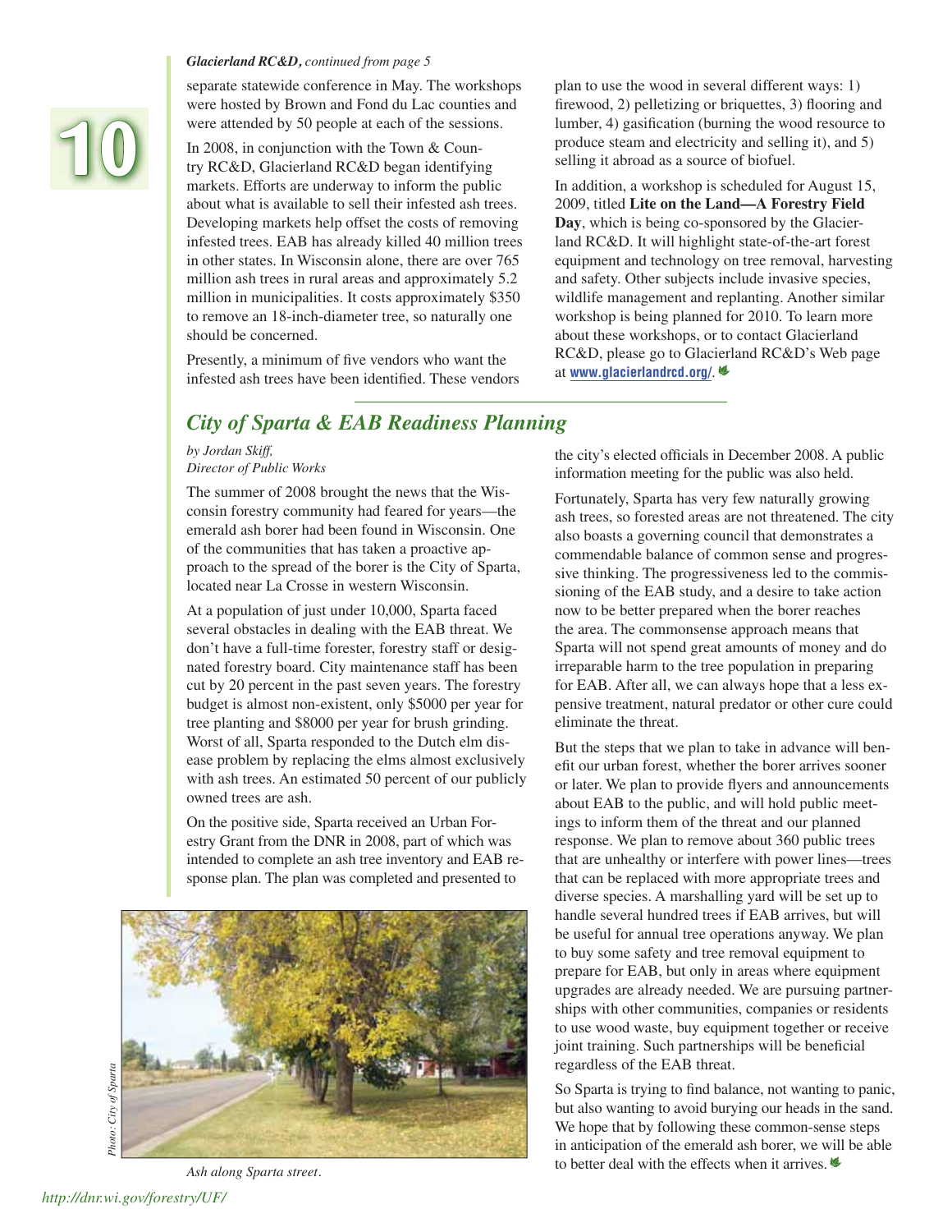*Glacierland RC&D, continued from page 5*

separate statewide conference in May. The workshops were hosted by Brown and Fond du Lac counties and were attended by 50 people at each of the sessions.

In 2008, in conjunction with the Town & Country RC&D, Glacierland RC&D began identifying markets. Efforts are underway to inform the public about what is available to sell their infested ash trees. Developing markets help offset the costs of removing infested trees. EAB has already killed 40 million trees in other states. In Wisconsin alone, there are over 765 million ash trees in rural areas and approximately 5.2 million in municipalities. It costs approximately $350 to remove an 18-inch-diameter tree, so naturally one should be concerned.

Presently, a minimum of five vendors who want the infested ash trees have been identified. These vendors plan to use the wood in several different ways: 1) firewood, 2) pelletizing or briquettes, 3) flooring and lumber, 4) gasification (burning the wood resource to produce steam and electricity and selling it), and 5) selling it abroad as a source of biofuel.

In addition, a workshop is scheduled for August 15, 2009, titled **Lite on the Land—A Forestry Field Day**, which is being co-sponsored by the Glacierland RC&D. It will highlight state-of-the-art forest equipment and technology on tree removal, harvesting and safety. Other subjects include invasive species, wildlife management and replanting. Another similar workshop is being planned for 2010. To learn more about these workshops, or to contact Glacierland RC&D, please go to Glacierland RC&D's Web page at **www.glacierlandrcd.org/**.

## *City of Sparta & EAB Readiness Planning*

*by Jordan Skiff,*
*Director of Public Works*

The summer of 2008 brought the news that the Wisconsin forestry community had feared for years—the emerald ash borer had been found in Wisconsin. One of the communities that has taken a proactive approach to the spread of the borer is the City of Sparta, located near La Crosse in western Wisconsin.

At a population of just under 10,000, Sparta faced several obstacles in dealing with the EAB threat. We don't have a full-time forester, forestry staff or designated forestry board. City maintenance staff has been cut by 20 percent in the past seven years. The forestry budget is almost non-existent, only $5000 per year for tree planting and $8000 per year for brush grinding. Worst of all, Sparta responded to the Dutch elm disease problem by replacing the elms almost exclusively with ash trees. An estimated 50 percent of our publicly owned trees are ash.

On the positive side, Sparta received an Urban Forestry Grant from the DNR in 2008, part of which was intended to complete an ash tree inventory and EAB response plan. The plan was completed and presented to the city's elected officials in December 2008. A public information meeting for the public was also held.

Photo: City of Sparta

Ash along Sparta street.

Fortunately, Sparta has very few naturally growing ash trees, so forested areas are not threatened. The city also boasts a governing council that demonstrates a commendable balance of common sense and progressive thinking. The progressiveness led to the commissioning of the EAB study, and a desire to take action now to be better prepared when the borer reaches the area. The commonsense approach means that Sparta will not spend great amounts of money and do irreparable harm to the tree population in preparing for EAB. After all, we can always hope that a less expensive treatment, natural predator or other cure could eliminate the threat.

But the steps that we plan to take in advance will benefit our urban forest, whether the borer arrives sooner or later. We plan to provide flyers and announcements about EAB to the public, and will hold public meetings to inform them of the threat and our planned response. We plan to remove about 360 public trees that are unhealthy or interfere with power lines—trees that can be replaced with more appropriate trees and diverse species. A marshalling yard will be set up to handle several hundred trees if EAB arrives, but will be useful for annual tree operations anyway. We plan to buy some safety and tree removal equipment to prepare for EAB, but only in areas where equipment upgrades are already needed. We are pursuing partnerships with other communities, companies or residents to use wood waste, buy equipment together or receive joint training. Such partnerships will be beneficial regardless of the EAB threat.

So Sparta is trying to find balance, not wanting to panic, but also wanting to avoid burying our heads in the sand. We hope that by following these common-sense steps in anticipation of the emerald ash borer, we will be able to better deal with the effects when it arrives.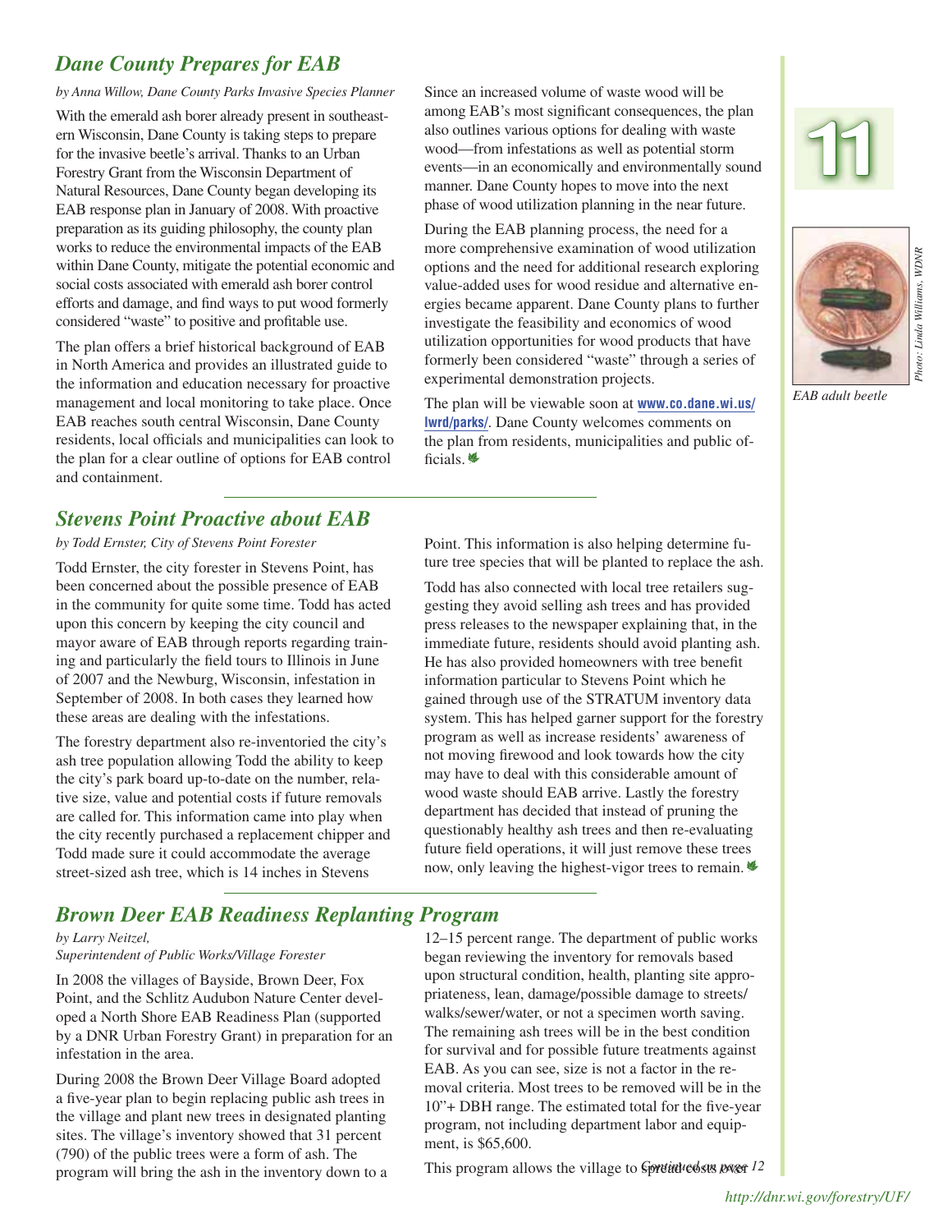## *Dane County Prepares for EAB*

*by Anna Willow, Dane County Parks Invasive Species Planner*

With the emerald ash borer already present in southeastern Wisconsin, Dane County is taking steps to prepare for the invasive beetle's arrival. Thanks to an Urban Forestry Grant from the Wisconsin Department of Natural Resources, Dane County began developing its EAB response plan in January of 2008. With proactive preparation as its guiding philosophy, the county plan works to reduce the environmental impacts of the EAB within Dane County, mitigate the potential economic and social costs associated with emerald ash borer control efforts and damage, and find ways to put wood formerly considered "waste" to positive and profitable use.

The plan offers a brief historical background of EAB in North America and provides an illustrated guide to the information and education necessary for proactive management and local monitoring to take place. Once EAB reaches south central Wisconsin, Dane County residents, local officials and municipalities can look to the plan for a clear outline of options for EAB control and containment.

Since an increased volume of waste wood will be among EAB's most significant consequences, the plan also outlines various options for dealing with waste wood—from infestations as well as potential storm events—in an economically and environmentally sound manner. Dane County hopes to move into the next phase of wood utilization planning in the near future.

During the EAB planning process, the need for a more comprehensive examination of wood utilization options and the need for additional research exploring value-added uses for wood residue and alternative energies became apparent. Dane County plans to further investigate the feasibility and economics of wood utilization opportunities for wood products that have formerly been considered "waste" through a series of experimental demonstration projects.

The plan will be viewable soon at **www.co.dane.wi.us/lwrd/parks/**. Dane County welcomes comments on the plan from residents, municipalities and public officials.

*EAB adult beetle*

*Photo: Linda Williams, WDNR*

## *Stevens Point Proactive about EAB*

*by Todd Ernster, City of Stevens Point Forester*

Todd Ernster, the city forester in Stevens Point, has been concerned about the possible presence of EAB in the community for quite some time. Todd has acted upon this concern by keeping the city council and mayor aware of EAB through reports regarding training and particularly the field tours to Illinois in June of 2007 and the Newburg, Wisconsin, infestation in September of 2008. In both cases they learned how these areas are dealing with the infestations.

The forestry department also re-inventoried the city's ash tree population allowing Todd the ability to keep the city's park board up-to-date on the number, relative size, value and potential costs if future removals are called for. This information came into play when the city recently purchased a replacement chipper and Todd made sure it could accommodate the average street-sized ash tree, which is 14 inches in Stevens Point. This information is also helping determine future tree species that will be planted to replace the ash.

Todd has also connected with local tree retailers suggesting they avoid selling ash trees and has provided press releases to the newspaper explaining that, in the immediate future, residents should avoid planting ash. He has also provided homeowners with tree benefit information particular to Stevens Point which he gained through use of the STRATUM inventory data system. This has helped garner support for the forestry program as well as increase residents' awareness of not moving firewood and look towards how the city may have to deal with this considerable amount of wood waste should EAB arrive. Lastly the forestry department has decided that instead of pruning the questionably healthy ash trees and then re-evaluating future field operations, it will just remove these trees now, only leaving the highest-vigor trees to remain.

## *Brown Deer EAB Readiness Replanting Program*

*by Larry Neitzel,*
*Superintendent of Public Works/Village Forester*

In 2008 the villages of Bayside, Brown Deer, Fox Point, and the Schlitz Audubon Nature Center developed a North Shore EAB Readiness Plan (supported by a DNR Urban Forestry Grant) in preparation for an infestation in the area.

During 2008 the Brown Deer Village Board adopted a five-year plan to begin replacing public ash trees in the village and plant new trees in designated planting sites. The village's inventory showed that 31 percent (790) of the public trees were a form of ash. The program will bring the ash in the inventory down to a 12–15 percent range. The department of public works began reviewing the inventory for removals based upon structural condition, health, planting site appropriateness, lean, damage/possible damage to streets/walks/sewer/water, or not a specimen worth saving. The remaining ash trees will be in the best condition for survival and for possible future treatments against EAB. As you can see, size is not a factor in the removal criteria. Most trees to be removed will be in the 10"+ DBH range. The estimated total for the five-year program, not including department labor and equipment, is $65,600.

This program allows the village to spread costs over *Continued on page 12*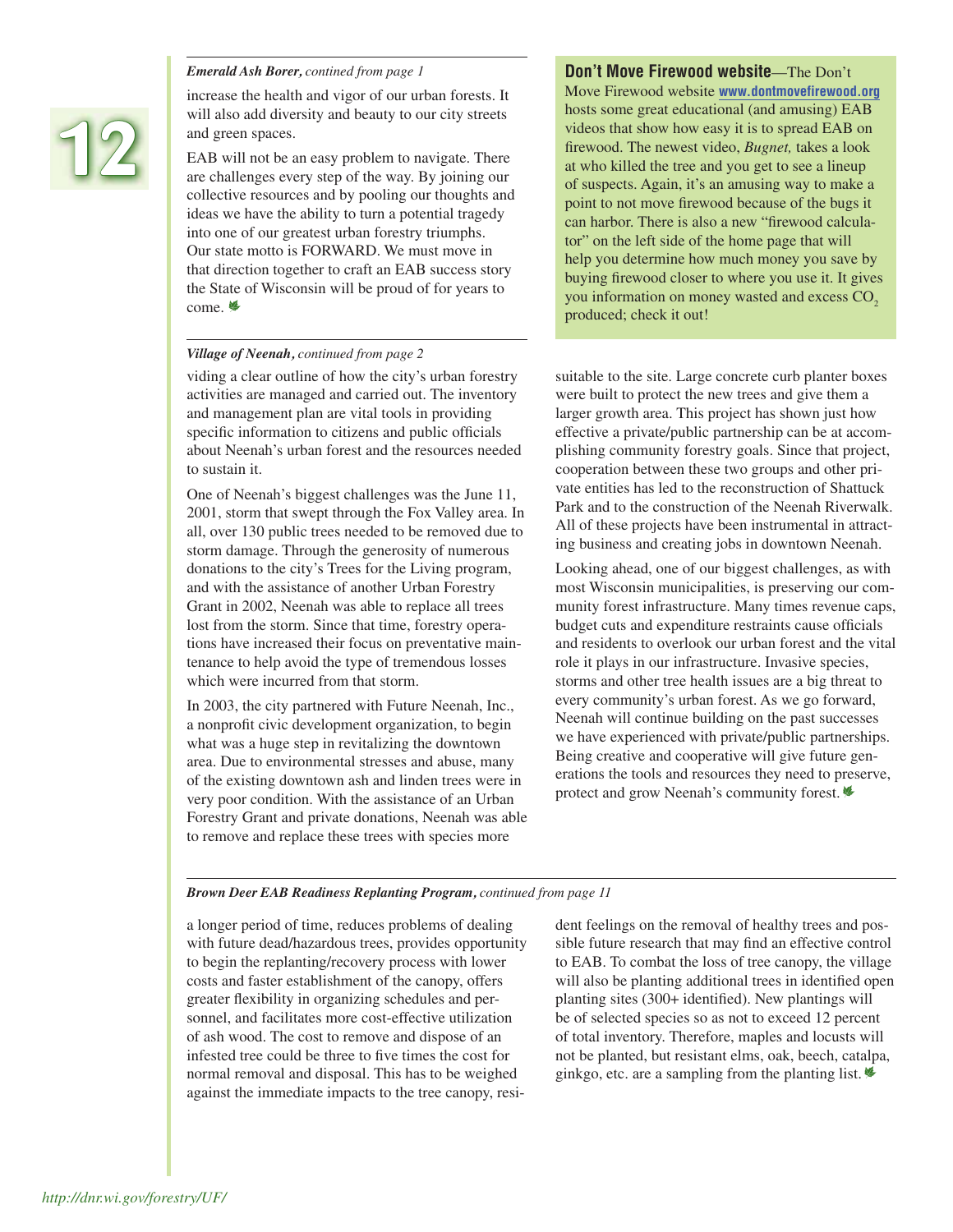*Emerald Ash Borer, contined from page 1*

increase the health and vigor of our urban forests. It will also add diversity and beauty to our city streets and green spaces.

EAB will not be an easy problem to navigate. There are challenges every step of the way. By joining our collective resources and by pooling our thoughts and ideas we have the ability to turn a potential tragedy into one of our greatest urban forestry triumphs. Our state motto is FORWARD. We must move in that direction together to craft an EAB success story the State of Wisconsin will be proud of for years to come.

**Don't Move Firewood website**—The Don't Move Firewood website **www.dontmovefirewood.org** hosts some great educational (and amusing) EAB videos that show how easy it is to spread EAB on firewood. The newest video, *Bugnet,* takes a look at who killed the tree and you get to see a lineup of suspects. Again, it's an amusing way to make a point to not move firewood because of the bugs it can harbor. There is also a new "firewood calculator" on the left side of the home page that will help you determine how much money you save by buying firewood closer to where you use it. It gives you information on money wasted and excess $CO_2$ produced; check it out!

*Village of Neenah, continued from page 2*

viding a clear outline of how the city's urban forestry activities are managed and carried out. The inventory and management plan are vital tools in providing specific information to citizens and public officials about Neenah's urban forest and the resources needed to sustain it.

One of Neenah's biggest challenges was the June 11, 2001, storm that swept through the Fox Valley area. In all, over 130 public trees needed to be removed due to storm damage. Through the generosity of numerous donations to the city's Trees for the Living program, and with the assistance of another Urban Forestry Grant in 2002, Neenah was able to replace all trees lost from the storm. Since that time, forestry operations have increased their focus on preventative maintenance to help avoid the type of tremendous losses which were incurred from that storm.

In 2003, the city partnered with Future Neenah, Inc., a nonprofit civic development organization, to begin what was a huge step in revitalizing the downtown area. Due to environmental stresses and abuse, many of the existing downtown ash and linden trees were in very poor condition. With the assistance of an Urban Forestry Grant and private donations, Neenah was able to remove and replace these trees with species more suitable to the site. Large concrete curb planter boxes were built to protect the new trees and give them a larger growth area. This project has shown just how effective a private/public partnership can be at accomplishing community forestry goals. Since that project, cooperation between these two groups and other private entities has led to the reconstruction of Shattuck Park and to the construction of the Neenah Riverwalk. All of these projects have been instrumental in attracting business and creating jobs in downtown Neenah.

Looking ahead, one of our biggest challenges, as with most Wisconsin municipalities, is preserving our community forest infrastructure. Many times revenue caps, budget cuts and expenditure restraints cause officials and residents to overlook our urban forest and the vital role it plays in our infrastructure. Invasive species, storms and other tree health issues are a big threat to every community's urban forest. As we go forward, Neenah will continue building on the past successes we have experienced with private/public partnerships. Being creative and cooperative will give future generations the tools and resources they need to preserve, protect and grow Neenah's community forest.

*Brown Deer EAB Readiness Replanting Program, continued from page 11*

a longer period of time, reduces problems of dealing with future dead/hazardous trees, provides opportunity to begin the replanting/recovery process with lower costs and faster establishment of the canopy, offers greater flexibility in organizing schedules and personnel, and facilitates more cost-effective utilization of ash wood. The cost to remove and dispose of an infested tree could be three to five times the cost for normal removal and disposal. This has to be weighed against the immediate impacts to the tree canopy, resident feelings on the removal of healthy trees and possible future research that may find an effective control to EAB. To combat the loss of tree canopy, the village will also be planting additional trees in identified open planting sites (300+ identified). New plantings will be of selected species so as not to exceed 12 percent of total inventory. Therefore, maples and locusts will not be planted, but resistant elms, oak, beech, catalpa, ginkgo, etc. are a sampling from the planting list.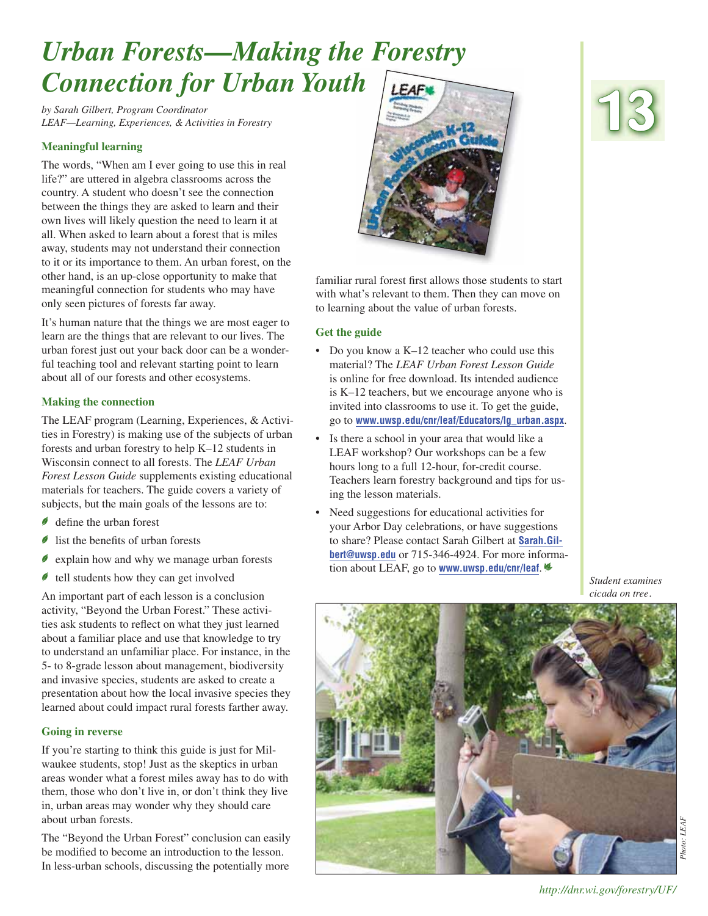# *Urban Forests—Making the Forestry Connection for Urban Youth*

*by Sarah Gilbert, Program Coordinator*
*LEAF—Learning, Experiences, & Activities in Forestry*

### Meaningful learning

The words, "When am I ever going to use this in real life?" are uttered in algebra classrooms across the country. A student who doesn't see the connection between the things they are asked to learn and their own lives will likely question the need to learn it at all. When asked to learn about a forest that is miles away, students may not understand their connection to it or its importance to them. An urban forest, on the other hand, is an up-close opportunity to make that meaningful connection for students who may have only seen pictures of forests far away.

It's human nature that the things we are most eager to learn are the things that are relevant to our lives. The urban forest just out your back door can be a wonderful teaching tool and relevant starting point to learn about all of our forests and other ecosystems.

### Making the connection

The LEAF program (Learning, Experiences, & Activities in Forestry) is making use of the subjects of urban forests and urban forestry to help K–12 students in Wisconsin connect to all forests. The *LEAF Urban Forest Lesson Guide* supplements existing educational materials for teachers. The guide covers a variety of subjects, but the main goals of the lessons are to:

- define the urban forest
- list the benefits of urban forests
- explain how and why we manage urban forests
- tell students how they can get involved

An important part of each lesson is a conclusion activity, "Beyond the Urban Forest." These activities ask students to reflect on what they just learned about a familiar place and use that knowledge to try to understand an unfamiliar place. For instance, in the 5- to 8-grade lesson about management, biodiversity and invasive species, students are asked to create a presentation about how the local invasive species they learned about could impact rural forests farther away.

### Going in reverse

If you're starting to think this guide is just for Milwaukee students, stop! Just as the skeptics in urban areas wonder what a forest miles away has to do with them, those who don't live in, or don't think they live in, urban areas may wonder why they should care about urban forests.

The "Beyond the Urban Forest" conclusion can easily be modified to become an introduction to the lesson. In less-urban schools, discussing the potentially more familiar rural forest first allows those students to start with what's relevant to them. Then they can move on to learning about the value of urban forests.

### Get the guide

- Do you know a K–12 teacher who could use this material? The *LEAF Urban Forest Lesson Guide* is online for free download. Its intended audience is K–12 teachers, but we encourage anyone who is invited into classrooms to use it. To get the guide, go to **www.uwsp.edu/cnr/leaf/Educators/lg_urban.aspx**.
- Is there a school in your area that would like a LEAF workshop? Our workshops can be a few hours long to a full 12-hour, for-credit course. Teachers learn forestry background and tips for using the lesson materials.
- Need suggestions for educational activities for your Arbor Day celebrations, or have suggestions to share? Please contact Sarah Gilbert at **Sarah.Gilbert@uwsp.edu** or 715-346-4924. For more information about LEAF, go to **www.uwsp.edu/cnr/leaf**.

*Student examines cicada on tree.*

*Photo: LEAF*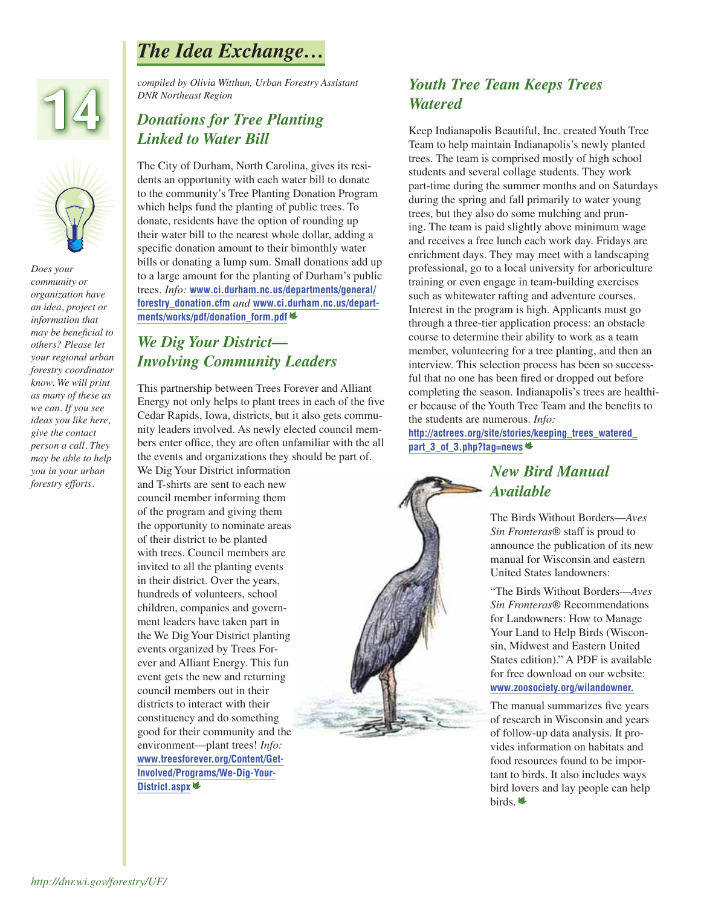# The Idea Exchange…

*compiled by Olivia Witthun, Urban Forestry Assistant DNR Northeast Region*

*Does your community or organization have an idea, project or information that may be beneficial to others? Please let your regional urban forestry coordinator know. We will print as many of these as we can. If you see ideas you like here, give the contact person a call. They may be able to help you in your urban forestry efforts.*

## Donations for Tree Planting Linked to Water Bill

The City of Durham, North Carolina, gives its residents an opportunity with each water bill to donate to the community's Tree Planting Donation Program which helps fund the planting of public trees. To donate, residents have the option of rounding up their water bill to the nearest whole dollar, adding a specific donation amount to their bimonthly water bills or donating a lump sum. Small donations add up to a large amount for the planting of Durham's public trees. *Info:* **www.ci.durham.nc.us/departments/general/forestry_donation.cfm** *and* **www.ci.durham.nc.us/departments/works/pdf/donation_form.pdf**

## We Dig Your District—Involving Community Leaders

This partnership between Trees Forever and Alliant Energy not only helps to plant trees in each of the five Cedar Rapids, Iowa, districts, but it also gets community leaders involved. As newly elected council members enter office, they are often unfamiliar with the all the events and organizations they should be part of. We Dig Your District information and T-shirts are sent to each new council member informing them of the program and giving them the opportunity to nominate areas of their district to be planted with trees. Council members are invited to all the planting events in their district. Over the years, hundreds of volunteers, school children, companies and government leaders have taken part in the We Dig Your District planting events organized by Trees Forever and Alliant Energy. This fun event gets the new and returning council members out in their districts to interact with their constituency and do something good for their community and the environment—plant trees! *Info:* **www.treesforever.org/Content/Get-Involved/Programs/We-Dig-Your-District.aspx**

## Youth Tree Team Keeps Trees Watered

Keep Indianapolis Beautiful, Inc. created Youth Tree Team to help maintain Indianapolis's newly planted trees. The team is comprised mostly of high school students and several collage students. They work part-time during the summer months and on Saturdays during the spring and fall primarily to water young trees, but they also do some mulching and pruning. The team is paid slightly above minimum wage and receives a free lunch each work day. Fridays are enrichment days. They may meet with a landscaping professional, go to a local university for arboriculture training or even engage in team-building exercises such as whitewater rafting and adventure courses. Interest in the program is high. Applicants must go through a three-tier application process: an obstacle course to determine their ability to work as a team member, volunteering for a tree planting, and then an interview. This selection process has been so successful that no one has been fired or dropped out before completing the season. Indianapolis's trees are healthier because of the Youth Tree Team and the benefits to the students are numerous. *Info:* **http://actrees.org/site/stories/keeping_trees_watered_part_3_of_3.php?tag=news**

## New Bird Manual Available

The Birds Without Borders—*Aves Sin Fronteras*® staff is proud to announce the publication of its new manual for Wisconsin and eastern United States landowners:

"The Birds Without Borders—*Aves Sin Fronteras*® Recommendations for Landowners: How to Manage Your Land to Help Birds (Wisconsin, Midwest and Eastern United States edition)." A PDF is available for free download on our website: **www.zoosociety.org/wilandowner.**

The manual summarizes five years of research in Wisconsin and years of follow-up data analysis. It provides information on habitats and food resources found to be important to birds. It also includes ways bird lovers and lay people can help birds.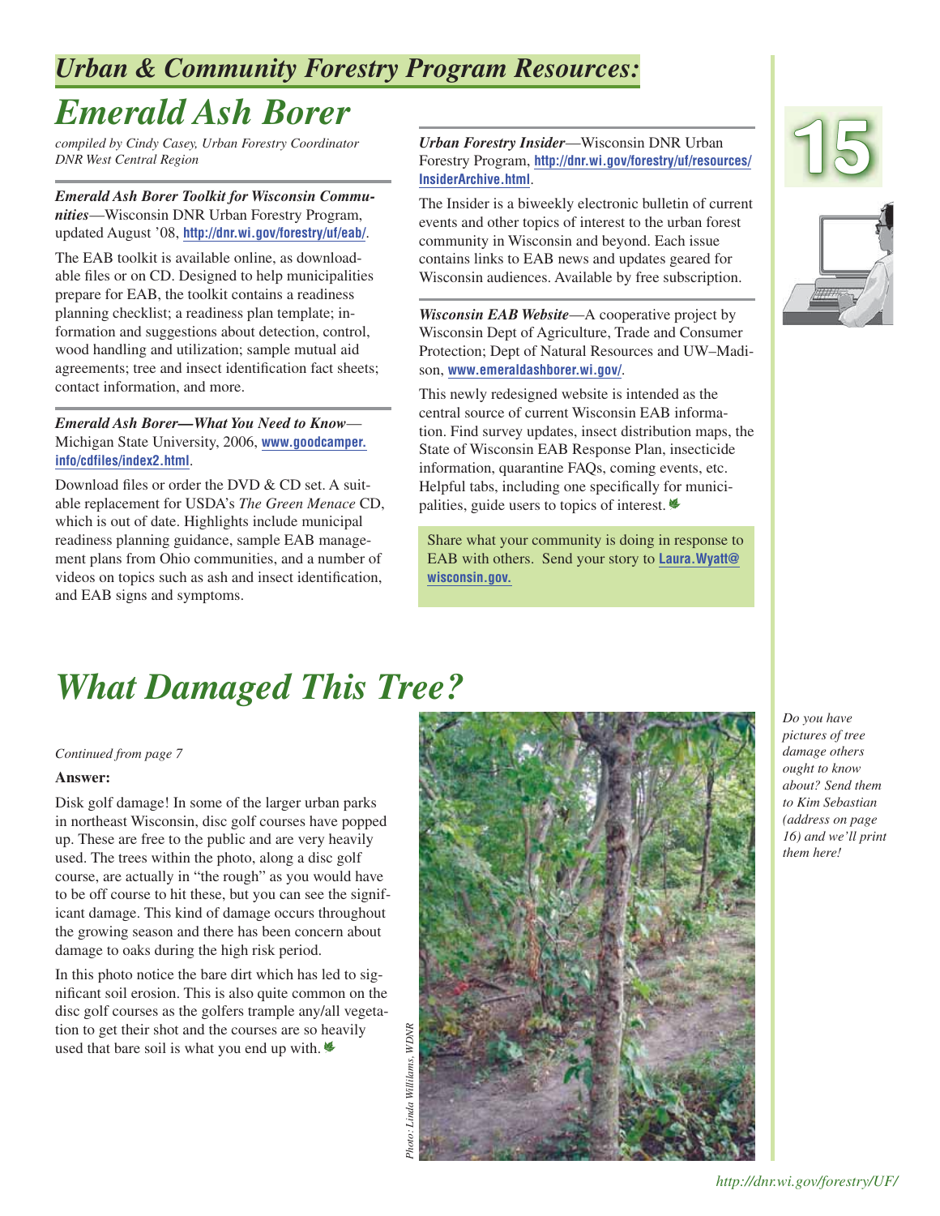## *Urban & Community Forestry Program Resources:*

# *Emerald Ash Borer*

*compiled by Cindy Casey, Urban Forestry Coordinator*
*DNR West Central Region*

***Emerald Ash Borer Toolkit for Wisconsin Communities***—Wisconsin DNR Urban Forestry Program, updated August '08, **http://dnr.wi.gov/forestry/uf/eab/**.

The EAB toolkit is available online, as downloadable files or on CD. Designed to help municipalities prepare for EAB, the toolkit contains a readiness planning checklist; a readiness plan template; information and suggestions about detection, control, wood handling and utilization; sample mutual aid agreements; tree and insect identification fact sheets; contact information, and more.

***Emerald Ash Borer—What You Need to Know***—Michigan State University, 2006, **www.goodcamper.info/cdfiles/index2.html**.

Download files or order the DVD & CD set. A suitable replacement for USDA's *The Green Menace* CD, which is out of date. Highlights include municipal readiness planning guidance, sample EAB management plans from Ohio communities, and a number of videos on topics such as ash and insect identification, and EAB signs and symptoms.

***Urban Forestry Insider***—Wisconsin DNR Urban Forestry Program, **http://dnr.wi.gov/forestry/uf/resources/InsiderArchive.html**.

The Insider is a biweekly electronic bulletin of current events and other topics of interest to the urban forest community in Wisconsin and beyond. Each issue contains links to EAB news and updates geared for Wisconsin audiences. Available by free subscription.

***Wisconsin EAB Website***—A cooperative project by Wisconsin Dept of Agriculture, Trade and Consumer Protection; Dept of Natural Resources and UW–Madison, **www.emeraldashborer.wi.gov/**.

This newly redesigned website is intended as the central source of current Wisconsin EAB information. Find survey updates, insect distribution maps, the State of Wisconsin EAB Response Plan, insecticide information, quarantine FAQs, coming events, etc. Helpful tabs, including one specifically for municipalities, guide users to topics of interest.

Share what your community is doing in response to EAB with others. Send your story to **Laura.Wyatt@wisconsin.gov.**

# *What Damaged This Tree?*

*Continued from page 7*

**Answer:**

Disk golf damage! In some of the larger urban parks in northeast Wisconsin, disc golf courses have popped up. These are free to the public and are very heavily used. The trees within the photo, along a disc golf course, are actually in "the rough" as you would have to be off course to hit these, but you can see the significant damage. This kind of damage occurs throughout the growing season and there has been concern about damage to oaks during the high risk period.

In this photo notice the bare dirt which has led to significant soil erosion. This is also quite common on the disc golf courses as the golfers trample any/all vegetation to get their shot and the courses are so heavily used that bare soil is what you end up with.

*Photo: Linda Williams, WDNR*

*Do you have pictures of tree damage others ought to know about? Send them to Kim Sebastian (address on page 16) and we'll print them here!*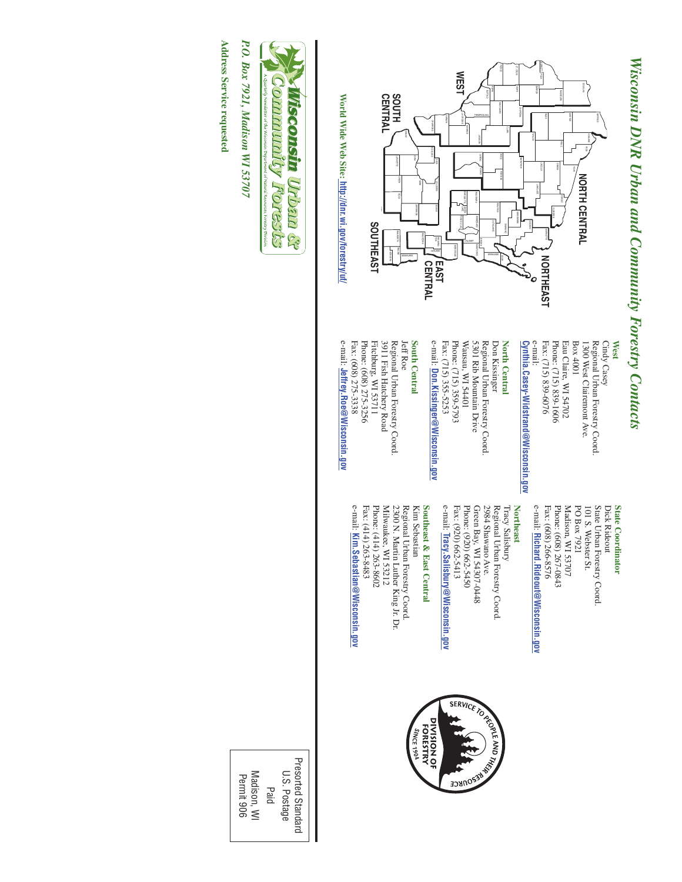# Wisconsin DNR Urban and Community Forestry Contacts

WEST

NORTH CENTRAL

NORTHEAST

EAST CENTRAL

SOUTH CENTRAL

SOUTHEAST

World Wide Web Site: http://dnr.wi.gov/forestry/uf/

**West**
Cindy Casey
Regional Urban Forestry Coord.
1300 West Clairemont Ave.
Box 4001
Eau Claire, WI 54702
Phone: (715) 839-1606
Fax: (715) 839-6076
e-mail:
Cynthia.Casey-Widstrand@Wisconsin.gov

**North Central**
Don Kissinger
Regional Urban Forestry Coord.
5301 Rib Mountain Drive
Wausau, WI 54401
Phone: (715) 359-5793
Fax: (715) 355-5253
e-mail: Don.Kissinger@Wisconsin.gov

**South Central**
Jeff Roe
Regional Urban Forestry Coord.
3911 Fish Hatchery Road
Fitchburg, WI 53711
Phone: (608) 275-3256
Fax: (608) 275-3338
e-mail: Jeffrey.Roe@Wisconsin.gov

**State Coordinator**
Dick Rideout
State Urban Forestry Coord.
101 S. Webster St.
PO Box 7921
Madison, WI 53707
Phone: (608) 267-0843
Fax: (608) 266-8576
e-mail: Richard.Rideout@Wisconsin.gov

**Northeast**
Tracy Salisbury
Regional Urban Forestry Coord.
2984 Shawano Ave.
Green Bay, WI 54307-0448
Phone: (920) 662-5450
Fax: (920) 662-5413
e-mail: Tracy.Salisbury@Wisconsin.gov

**Southeast & East Central**
Kim Sebastian
Regional Urban Forestry Coord.
2300 N. Martin Luther King Jr. Dr.
Milwaukee, WI 53212
Phone: (414) 263-8602
Fax: (414) 263-8483
e-mail: Kim.Sebastian@Wisconsin.gov

SERVICE TO PEOPLE AND THEIR RESOURCE
DIVISION OF FORESTRY
SINCE 1904

**Wisconsin Urban & Community Forests**
A Quarterly Newsletter of the Wisconsin Department of Natural Resources, Forestry Division

*P.O. Box 7921, Madison WI 53707*

**Address Service requested**

Presorted Standard
U.S. Postage
Paid
Madison, WI
Permit 906